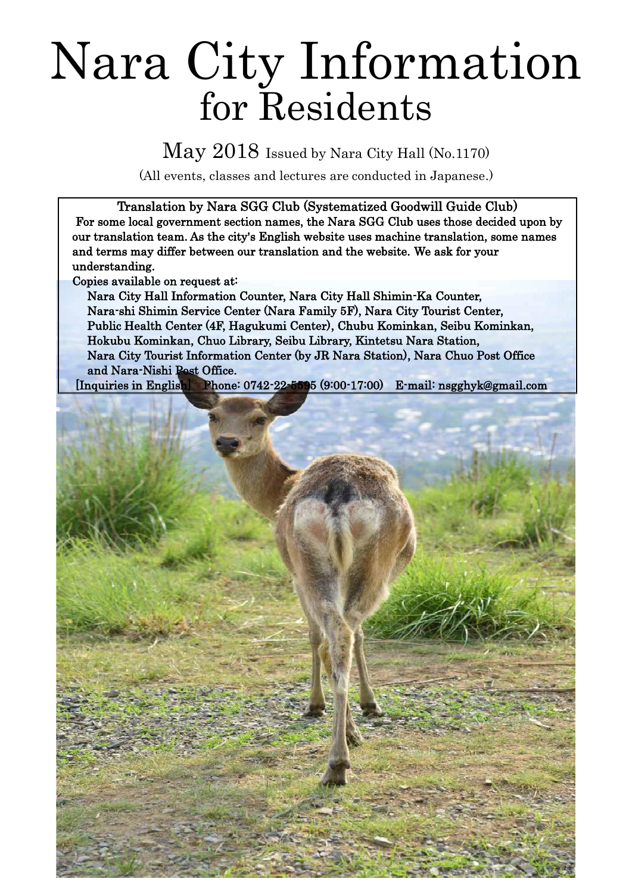# Nara City Information for Residents

May 2018 Issued by Nara City Hall (No.1170)

(All events, classes and lectures are conducted in Japanese.)

**Translation by Nara SGG Club (Systematized Goodwill Guide Club)**

**For some local government section names, the Nara SGG Club uses those decided upon by our translation team. As the city's English website uses machine translation, some names and terms may differ between our translation and the website. We ask for your understanding.**

**Copies available on request at:**

**Nara City Hall Information Counter, Nara City Hall Shimin-Ka Counter, Nara-shi Shimin Service Center (Nara Family 5F), Nara City Tourist Center, Public Health Center (4F, Hagukumi Center), Chubu Kominkan, Seibu Kominkan, Hokubu Kominkan, Chuo Library, Seibu Library, Kintetsu Nara Station, Nara City Tourist Information Center (by JR Nara Station), Nara Chuo Post Office and Nara-Nishi Post Office.**

**[Inquiries in English] Phone: 0742-22-5595 (9:00-17:00) E-mail: nsgghyk@gmail.com**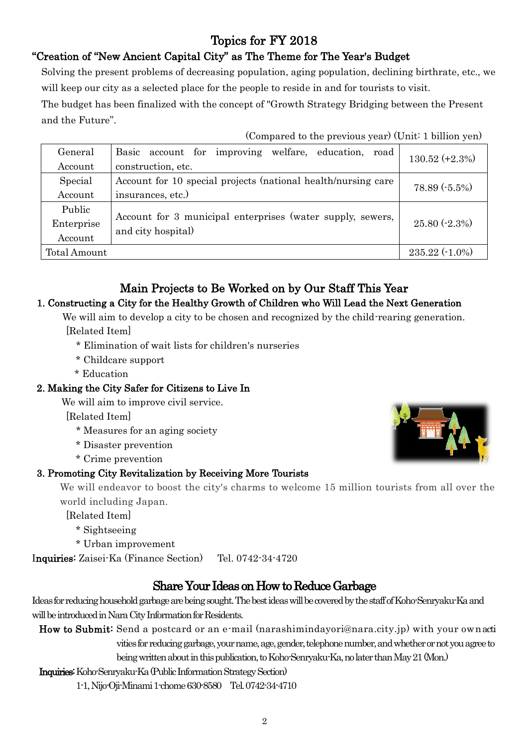# Topics for FY 2018

## "Creation of "New Ancient Capital City" as The Theme for The Year's Budget

Solving the present problems of decreasing population, aging population, declining birthrate, etc., we will keep our city as a selected place for the people to reside in and for tourists to visit.

The budget has been finalized with the concept of "Growth Strategy Bridging between the Present and the Future".

(Compared to the previous year) (Unit: 1 billion yen)

| | | |
|---|---|---|
| General Account | Basic account for improving welfare, education, road construction, etc. | 130.52 (+2.3%) |
| Special Account | Account for 10 special projects (national health/nursing care insurances, etc.) | 78.89 (-5.5%) |
| Public Enterprise Account | Account for 3 municipal enterprises (water supply, sewers, and city hospital) | 25.80 (-2.3%) |
| Total Amount | | 235.22 (-1.0%) |

## Main Projects to Be Worked on by Our Staff This Year

### 1. Constructing a City for the Healthy Growth of Children who Will Lead the Next Generation

We will aim to develop a city to be chosen and recognized by the child-rearing generation.

[Related Item]

* Elimination of wait lists for children's nurseries
* Childcare support
* Education

### 2. Making the City Safer for Citizens to Live In

We will aim to improve civil service.

[Related Item]

* Measures for an aging society
* Disaster prevention
* Crime prevention

### 3. Promoting City Revitalization by Receiving More Tourists

We will endeavor to boost the city's charms to welcome 15 million tourists from all over the world including Japan.

[Related Item]

* Sightseeing
* Urban improvement

**Inquiries:** Zaisei-Ka (Finance Section) Tel. 0742-34-4720

## Share Your Ideas on How to Reduce Garbage

Ideas for reducing household garbage are being sought. The best ideas will be covered by the staff of Koho-Senryaku-Ka and will be introduced in Nara City Information for Residents.

**How to Submit:** Send a postcard or an e-mail (narashimindayori@nara.city.jp) with your own activities for reducing garbage, your name, age, gender, telephone number, and whether or not you agree to being written about in this publication, to Koho-Senryaku-Ka, no later than May 21 (Mon.)

**Inquiries:** Koho-Senryaku-Ka (Public Information Strategy Section)
1-1, Nijo-Oji-Minami 1-chome 630-8580 Tel. 0742-34-4710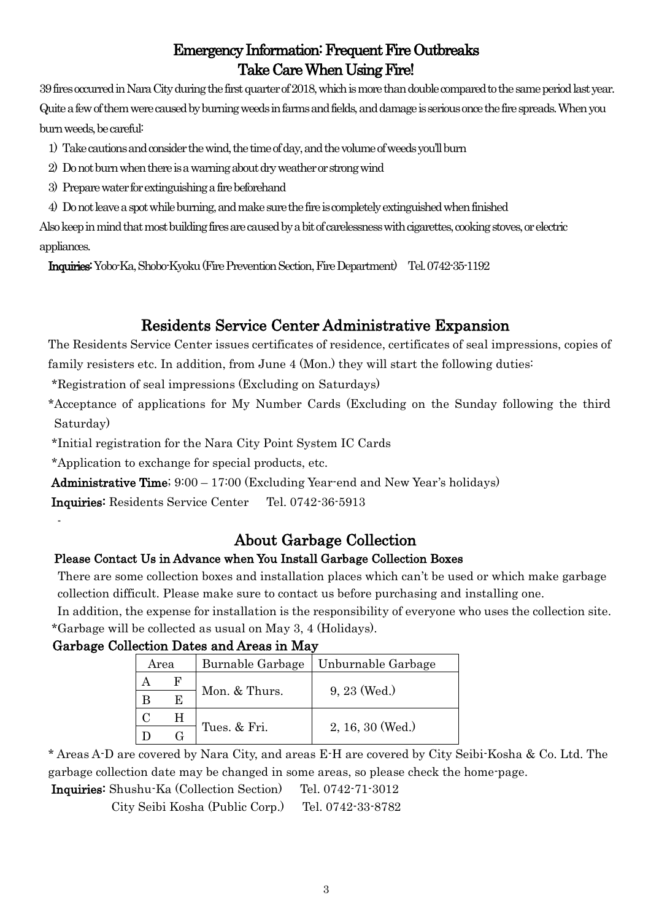## Emergency Information: Frequent Fire Outbreaks
## Take Care When Using Fire!

39 fires occurred in Nara City during the first quarter of 2018, which is more than double compared to the same period last year. Quite a few of them were caused by burning weeds in farms and fields, and damage is serious once the fire spreads. When you burn weeds, be careful:

1) Take cautions and consider the wind, the time of day, and the volume of weeds you'll burn
2) Do not burn when there is a warning about dry weather or strong wind
3) Prepare water for extinguishing a fire beforehand
4) Do not leave a spot while burning, and make sure the fire is completely extinguished when finished

Also keep in mind that most building fires are caused by a bit of carelessness with cigarettes, cooking stoves, or electric appliances.

**Inquiries:** Yobo-Ka, Shobo-Kyoku (Fire Prevention Section, Fire Department) Tel. 0742-35-1192

## Residents Service Center Administrative Expansion

The Residents Service Center issues certificates of residence, certificates of seal impressions, copies of family resisters etc. In addition, from June 4 (Mon.) they will start the following duties:

*Registration of seal impressions (Excluding on Saturdays)

*Acceptance of applications for My Number Cards (Excluding on the Sunday following the third Saturday)

*Initial registration for the Nara City Point System IC Cards

*Application to exchange for special products, etc.

**Administrative Time**; 9:00 – 17:00 (Excluding Year-end and New Year's holidays)

**Inquiries:** Residents Service Center Tel. 0742-36-5913

## About Garbage Collection

### Please Contact Us in Advance when You Install Garbage Collection Boxes

There are some collection boxes and installation places which can't be used or which make garbage collection difficult. Please make sure to contact us before purchasing and installing one.

In addition, the expense for installation is the responsibility of everyone who uses the collection site.

*Garbage will be collected as usual on May 3, 4 (Holidays).

### Garbage Collection Dates and Areas in May

| Area | | Burnable Garbage | Unburnable Garbage |
|---|---|---|---|
| A | F | Mon. & Thurs. | 9, 23 (Wed.) |
| B | E | | |
| C | H | Tues. & Fri. | 2, 16, 30 (Wed.) |
| D | G | | |

* Areas A-D are covered by Nara City, and areas E-H are covered by City Seibi-Kosha & Co. Ltd. The garbage collection date may be changed in some areas, so please check the home-page.

**Inquiries:** Shushu-Ka (Collection Section) Tel. 0742-71-3012
City Seibi Kosha (Public Corp.) Tel. 0742-33-8782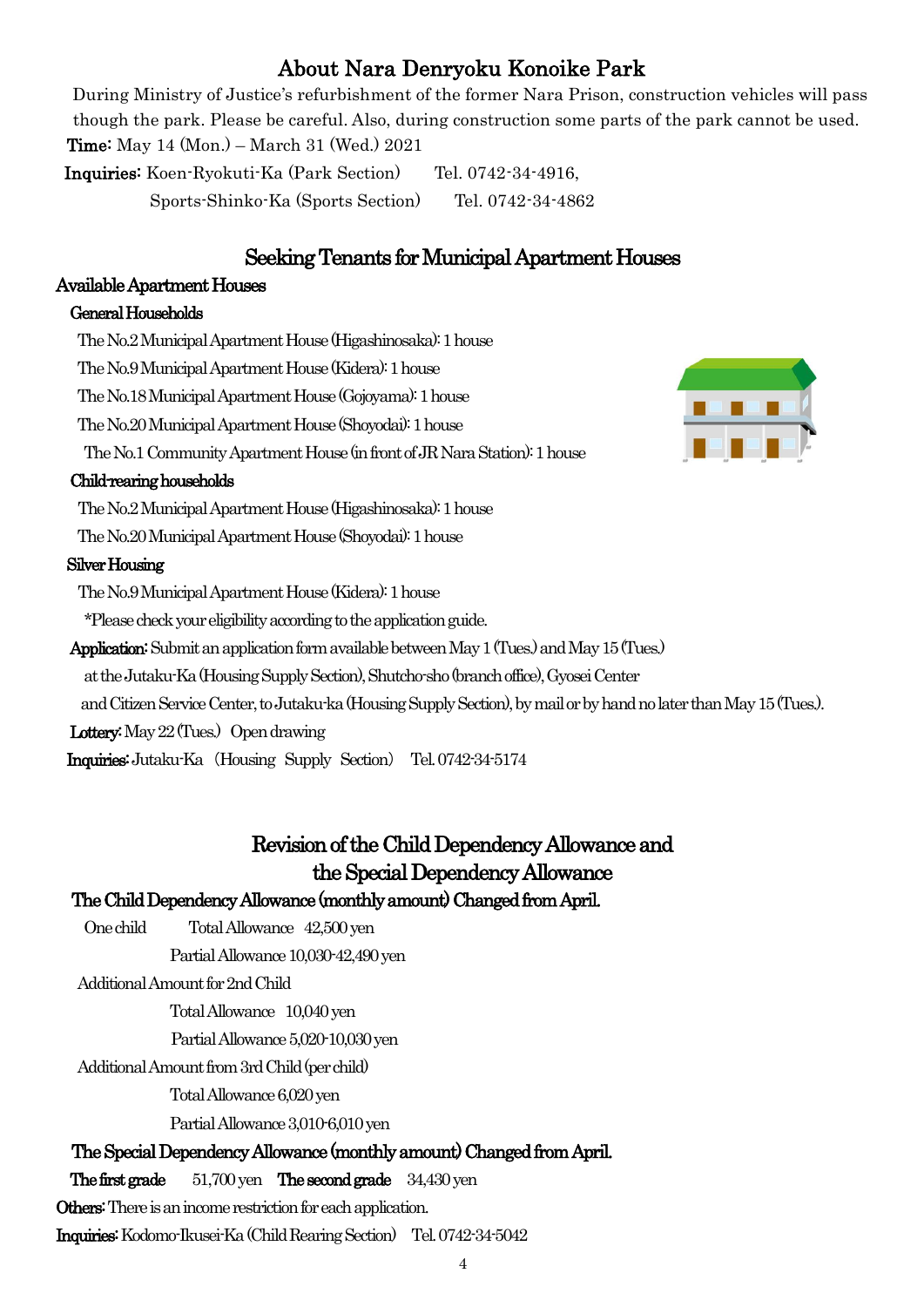## About Nara Denryoku Konoike Park

During Ministry of Justice's refurbishment of the former Nara Prison, construction vehicles will pass though the park. Please be careful. Also, during construction some parts of the park cannot be used.

**Time**: May 14 (Mon.) – March 31 (Wed.) 2021

**Inquiries**: Koen-Ryokuti-Ka (Park Section) Tel. 0742-34-4916,
Sports-Shinko-Ka (Sports Section) Tel. 0742-34-4862

## Seeking Tenants for Municipal Apartment Houses

### Available Apartment Houses

**General Households**

The No.2 Municipal Apartment House (Higashinosaka): 1 house
The No.9 Municipal Apartment House (Kidera): 1 house
The No.18 Municipal Apartment House (Gojoyama): 1 house
The No.20 Municipal Apartment House (Shoyodai): 1 house
The No.1 Community Apartment House (in front of JR Nara Station): 1 house

**Child-rearing households**

The No.2 Municipal Apartment House (Higashinosaka): 1 house
The No.20 Municipal Apartment House (Shoyodai): 1 house

**Silver Housing**

The No.9 Municipal Apartment House (Kidera): 1 house
*Please check your eligibility according to the application guide.

**Application**: Submit an application form available between May 1 (Tues.) and May 15 (Tues.) at the Jutaku-Ka (Housing Supply Section), Shutcho-sho (branch office), Gyosei Center and Citizen Service Center, to Jutaku-ka (Housing Supply Section), by mail or by hand no later than May 15 (Tues.).

**Lottery**: May 22 (Tues.) Open drawing

**Inquiries**: Jutaku-Ka (Housing Supply Section) Tel. 0742-34-5174

## Revision of the Child Dependency Allowance and the Special Dependency Allowance

**The Child Dependency Allowance (monthly amount) Changed from April.**

One child
Total Allowance 42,500 yen
Partial Allowance 10,030-42,490 yen

Additional Amount for 2nd Child
Total Allowance 10,040 yen
Partial Allowance 5,020-10,030 yen

Additional Amount from 3rd Child (per child)
Total Allowance 6,020 yen
Partial Allowance 3,010-6,010 yen

**The Special Dependency Allowance (monthly amount) Changed from April.**

**The first grade** 51,700 yen **The second grade** 34,430 yen

**Others**: There is an income restriction for each application.

**Inquiries**: Kodomo-Ikusei-Ka (Child Rearing Section) Tel. 0742-34-5042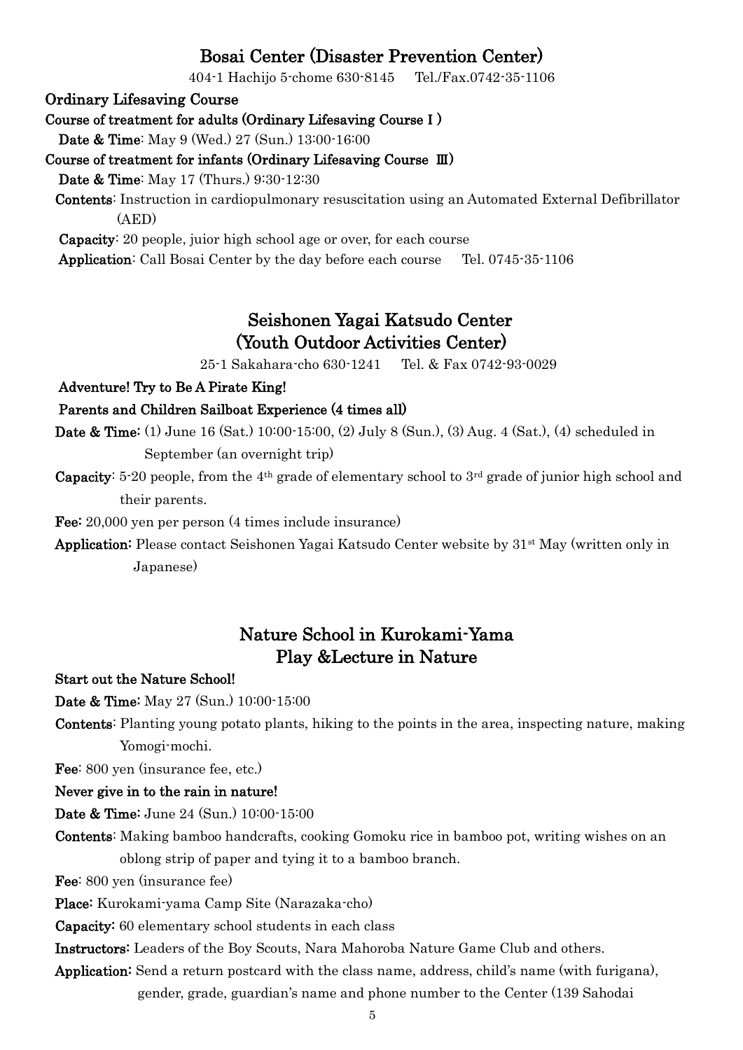## Bosai Center (Disaster Prevention Center)

404-1 Hachijo 5-chome 630-8145  Tel./Fax.0742-35-1106

### Ordinary Lifesaving Course

**Course of treatment for adults (Ordinary Lifesaving Course I )**

**Date & Time**: May 9 (Wed.) 27 (Sun.) 13:00-16:00

**Course of treatment for infants (Ordinary Lifesaving Course Ⅲ)**

**Date & Time**: May 17 (Thurs.) 9:30-12:30

**Contents**: Instruction in cardiopulmonary resuscitation using an Automated External Defibrillator (AED)

**Capacity**: 20 people, juior high school age or over, for each course

**Application**: Call Bosai Center by the day before each course  Tel. 0745-35-1106

## Seishonen Yagai Katsudo Center (Youth Outdoor Activities Center)

25-1 Sakahara-cho 630-1241  Tel. & Fax 0742-93-0029

### Adventure! Try to Be A Pirate King!

**Parents and Children Sailboat Experience (4 times all)**

**Date & Time**: (1) June 16 (Sat.) 10:00-15:00, (2) July 8 (Sun.), (3) Aug. 4 (Sat.), (4) scheduled in September (an overnight trip)

**Capacity**: 5-20 people, from the 4th grade of elementary school to 3rd grade of junior high school and their parents.

**Fee**: 20,000 yen per person (4 times include insurance)

**Application**: Please contact Seishonen Yagai Katsudo Center website by 31st May (written only in Japanese)

## Nature School in Kurokami-Yama Play &Lecture in Nature

### Start out the Nature School!

**Date & Time**: May 27 (Sun.) 10:00-15:00

**Contents**: Planting young potato plants, hiking to the points in the area, inspecting nature, making Yomogi-mochi.

**Fee**: 800 yen (insurance fee, etc.)

### Never give in to the rain in nature!

**Date & Time**: June 24 (Sun.) 10:00-15:00

**Contents**: Making bamboo handcrafts, cooking Gomoku rice in bamboo pot, writing wishes on an oblong strip of paper and tying it to a bamboo branch.

**Fee**: 800 yen (insurance fee)

**Place**: Kurokami-yama Camp Site (Narazaka-cho)

**Capacity**: 60 elementary school students in each class

**Instructors**: Leaders of the Boy Scouts, Nara Mahoroba Nature Game Club and others.

**Application**: Send a return postcard with the class name, address, child's name (with furigana), gender, grade, guardian's name and phone number to the Center (139 Sahodai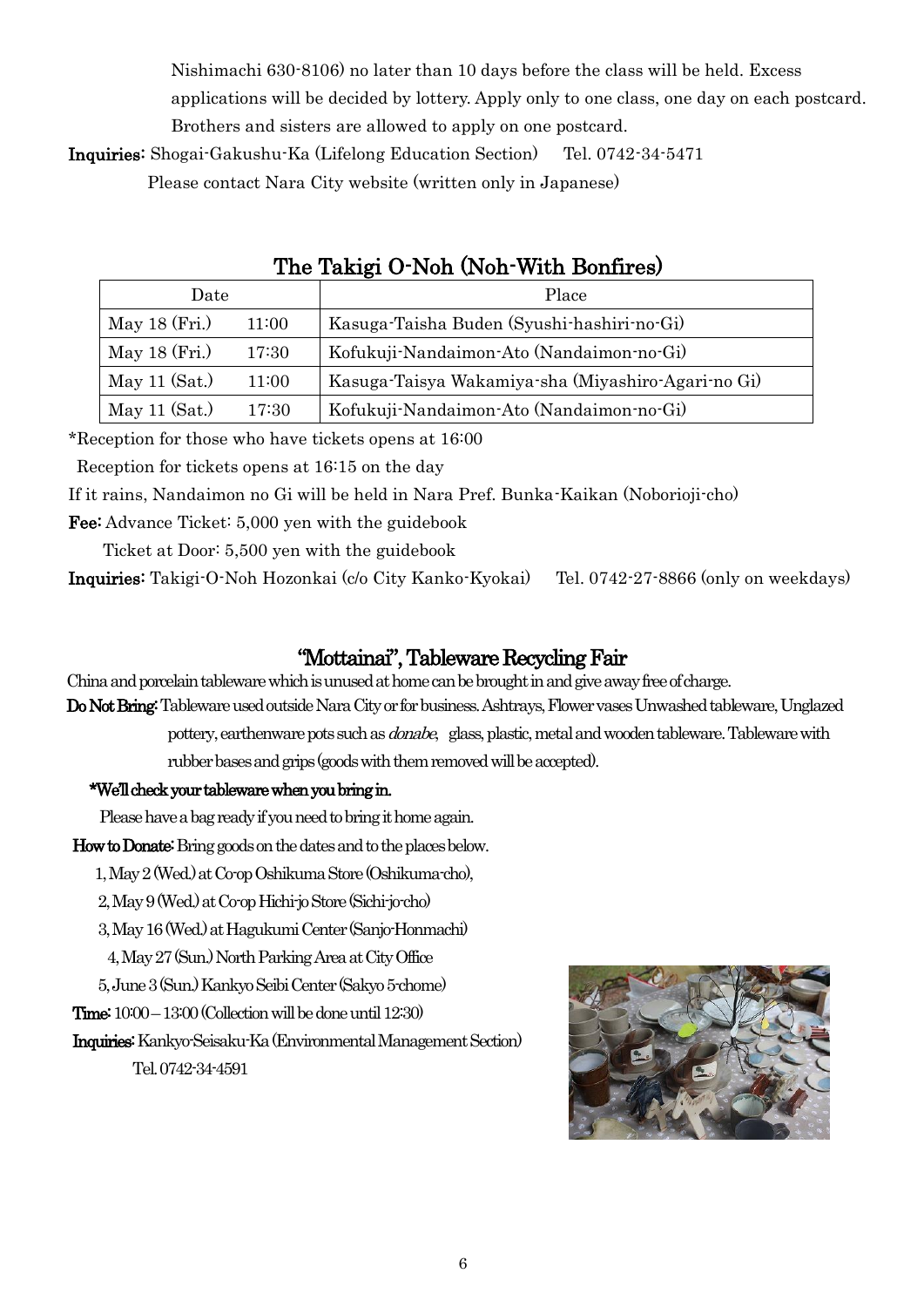Nishimachi 630-8106) no later than 10 days before the class will be held. Excess applications will be decided by lottery. Apply only to one class, one day on each postcard. Brothers and sisters are allowed to apply on one postcard.

**Inquiries**: Shogai-Gakushu-Ka (Lifelong Education Section)　Tel. 0742-34-5471

Please contact Nara City website (written only in Japanese)

## The Takigi O-Noh (Noh-With Bonfires)

| Date | | Place |
|---|---|---|
| May 18 (Fri.) | 11:00 | Kasuga-Taisha Buden (Syushi-hashiri-no-Gi) |
| May 18 (Fri.) | 17:30 | Kofukuji-Nandaimon-Ato (Nandaimon-no-Gi) |
| May 11 (Sat.) | 11:00 | Kasuga-Taisya Wakamiya-sha (Miyashiro-Agari-no Gi) |
| May 11 (Sat.) | 17:30 | Kofukuji-Nandaimon-Ato (Nandaimon-no-Gi) |

*Reception for those who have tickets opens at 16:00

Reception for tickets opens at 16:15 on the day

If it rains, Nandaimon no Gi will be held in Nara Pref. Bunka-Kaikan (Noborioji-cho)

**Fee**: Advance Ticket: 5,000 yen with the guidebook

Ticket at Door: 5,500 yen with the guidebook

**Inquiries**: Takigi-O-Noh Hozonkai (c/o City Kanko-Kyokai)　Tel. 0742-27-8866 (only on weekdays)

## "Mottainai", Tableware Recycling Fair

China and porcelain tableware which is unused at home can be brought in and give away free of charge.

**Do Not Bring**: Tableware used outside Nara City or for business. Ashtrays, Flower vases Unwashed tableware, Unglazed pottery, earthenware pots such as *donabe*, glass, plastic, metal and wooden tableware. Tableware with rubber bases and grips (goods with them removed will be accepted).

**\*We'll check your tableware when you bring in.**

Please have a bag ready if you need to bring it home again.

**How to Donate**: Bring goods on the dates and to the places below.

1, May 2 (Wed.) at Co-op Oshikuma Store (Oshikuma-cho),

2, May 9 (Wed.) at Co-op Hichi-jo Store (Sichi-jo-cho)

3, May 16 (Wed.) at Hagukumi Center (Sanjo-Honmachi)

4, May 27 (Sun.) North Parking Area at City Office

5, June 3 (Sun.) Kankyo Seibi Center (Sakyo 5-chome)

**Time**: 10:00 – 13:00 (Collection will be done until 12:30)

**Inquiries**: Kankyo-Seisaku-Ka (Environmental Management Section)

Tel. 0742-34-4591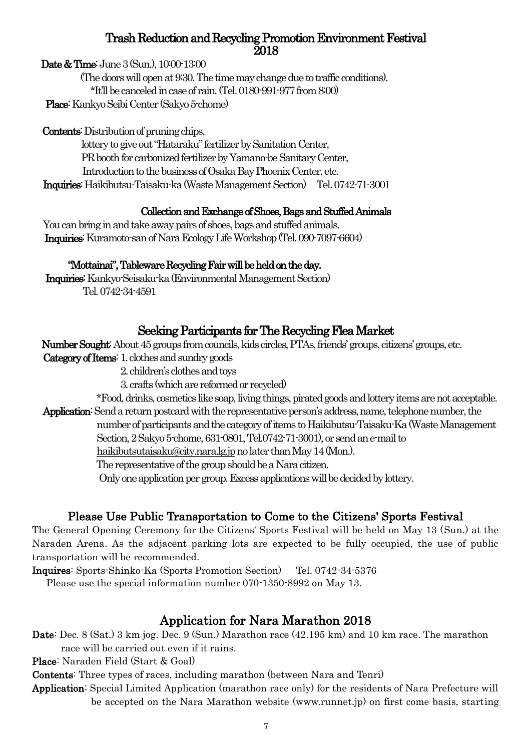## Trash Reduction and Recycling Promotion Environment Festival 2018

**Date & Time**: June 3 (Sun.), 10:00-13:00
(The doors will open at 9:30. The time may change due to traffic conditions).
*It'll be canceled in case of rain. (Tel. 0180-991-977 from 8:00)
**Place**: Kankyo Seibi Center (Sakyo 5-chome)

**Contents**: Distribution of pruning chips,
lottery to give out "Hataraku" fertilizer by Sanitation Center,
PR booth for carbonized fertilizer by Yamano-be Sanitary Center,
Introduction to the business of Osaka Bay Phoenix Center, etc.
**Inquiries**: Haikibutsu-Taisaku-ka (Waste Management Section) Tel. 0742-71-3001

### Collection and Exchange of Shoes, Bags and Stuffed Animals

You can bring in and take away pairs of shoes, bags and stuffed animals.
**Inquiries**: Kuramoto-san of Nara Ecology Life Workshop (Tel. 090-7097-6604)

### "Mottainai", Tableware Recycling Fair will be held on the day.

**Inquiries**: Kankyo-Seisaku-ka (Environmental Management Section)
Tel. 0742-34-4591

## Seeking Participants for The Recycling Flea Market

**Number Sought**: About 45 groups from councils, kids circles, PTAs, friends' groups, citizens' groups, etc.
**Category of Items**: 1. clothes and sundry goods
2. children's clothes and toys
3. crafts (which are reformed or recycled)
*Food, drinks, cosmetics like soap, living things, pirated goods and lottery items are not acceptable.
**Application**: Send a return postcard with the representative person's address, name, telephone number, the number of participants and the category of items to Haikibutsu-Taisaku-Ka (Waste Management Section, 2 Sakyo 5-chome, 631-0801, Tel.0742-71-3001), or send an e-mail to haikibutsutaisaku@city.nara.lg.jp no later than May 14 (Mon.).
The representative of the group should be a Nara citizen.
Only one application per group. Excess applications will be decided by lottery.

## Please Use Public Transportation to Come to the Citizens' Sports Festival

The General Opening Ceremony for the Citizens' Sports Festival will be held on May 13 (Sun.) at the Naraden Arena. As the adjacent parking lots are expected to be fully occupied, the use of public transportation will be recommended.

**Inquires**: Sports-Shinko-Ka (Sports Promotion Section) Tel. 0742-34-5376
Please use the special information number 070-1350-8992 on May 13.

## Application for Nara Marathon 2018

**Date**: Dec. 8 (Sat.) 3 km jog. Dec. 9 (Sun.) Marathon race (42.195 km) and 10 km race. The marathon race will be carried out even if it rains.
**Place**: Naraden Field (Start & Goal)
**Contents**: Three types of races, including marathon (between Nara and Tenri)
**Application**: Special Limited Application (marathon race only) for the residents of Nara Prefecture will be accepted on the Nara Marathon website (www.runnet.jp) on first come basis, starting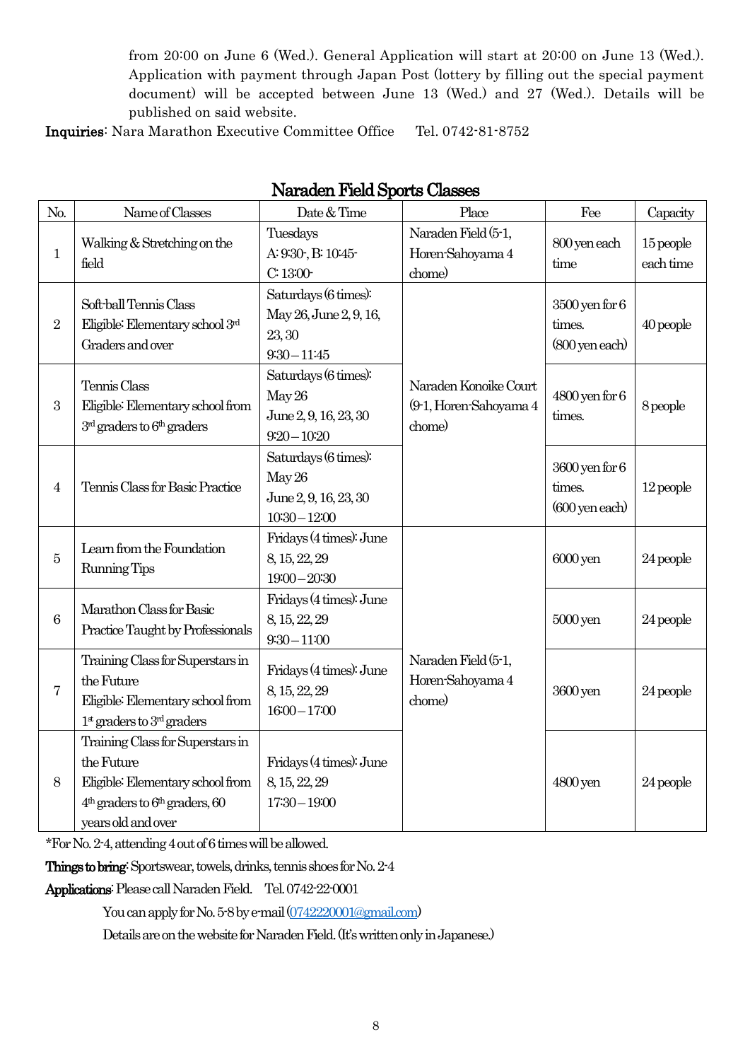from 20:00 on June 6 (Wed.). General Application will start at 20:00 on June 13 (Wed.). Application with payment through Japan Post (lottery by filling out the special payment document) will be accepted between June 13 (Wed.) and 27 (Wed.). Details will be published on said website.

**Inquiries**: Nara Marathon Executive Committee Office Tel. 0742-81-8752

## Naraden Field Sports Classes

| No. | Name of Classes | Date & Time | Place | Fee | Capacity |
|---|---|---|---|---|---|
| 1 | Walking & Stretching on the field | Tuesdays A: 9:30-, B: 10:45- C: 13:00- | Naraden Field (5-1, Horen-Sahoyama 4 chome) | 800 yen each time | 15 people each time |
| 2 | Soft-ball Tennis Class Eligible: Elementary school 3rd Graders and over | Saturdays (6 times): May 26, June 2, 9, 16, 23, 30 9:30 – 11:45 | Naraden Konoike Court (9-1, Horen-Sahoyama 4 chome) | 3500 yen for 6 times. (800 yen each) | 40 people |
| 3 | Tennis Class Eligible: Elementary school from 3rd graders to 6th graders | Saturdays (6 times): May 26 June 2, 9, 16, 23, 30 9:20 – 10:20 | | 4800 yen for 6 times. | 8 people |
| 4 | Tennis Class for Basic Practice | Saturdays (6 times): May 26 June 2, 9, 16, 23, 30 10:30 – 12:00 | | 3600 yen for 6 times. (600 yen each) | 12 people |
| 5 | Learn from the Foundation Running Tips | Fridays (4 times): June 8, 15, 22, 29 19:00 – 20:30 | Naraden Field (5-1, Horen-Sahoyama 4 chome) | 6000 yen | 24 people |
| 6 | Marathon Class for Basic Practice Taught by Professionals | Fridays (4 times): June 8, 15, 22, 29 9:30 – 11:00 | | 5000 yen | 24 people |
| 7 | Training Class for Superstars in the Future Eligible: Elementary school from 1st graders to 3rd graders | Fridays (4 times): June 8, 15, 22, 29 16:00 – 17:00 | | 3600 yen | 24 people |
| 8 | Training Class for Superstars in the Future Eligible: Elementary school from 4th graders to 6th graders, 60 years old and over | Fridays (4 times): June 8, 15, 22, 29 17:30 – 19:00 | | 4800 yen | 24 people |

*For No. 2-4, attending 4 out of 6 times will be allowed.

**Things to bring**: Sportswear, towels, drinks, tennis shoes for No. 2-4

**Applications**: Please call Naraden Field. Tel. 0742-22-0001

You can apply for No. 5-8 by e-mail (0742220001@gmail.com)

Details are on the website for Naraden Field. (It's written only in Japanese.)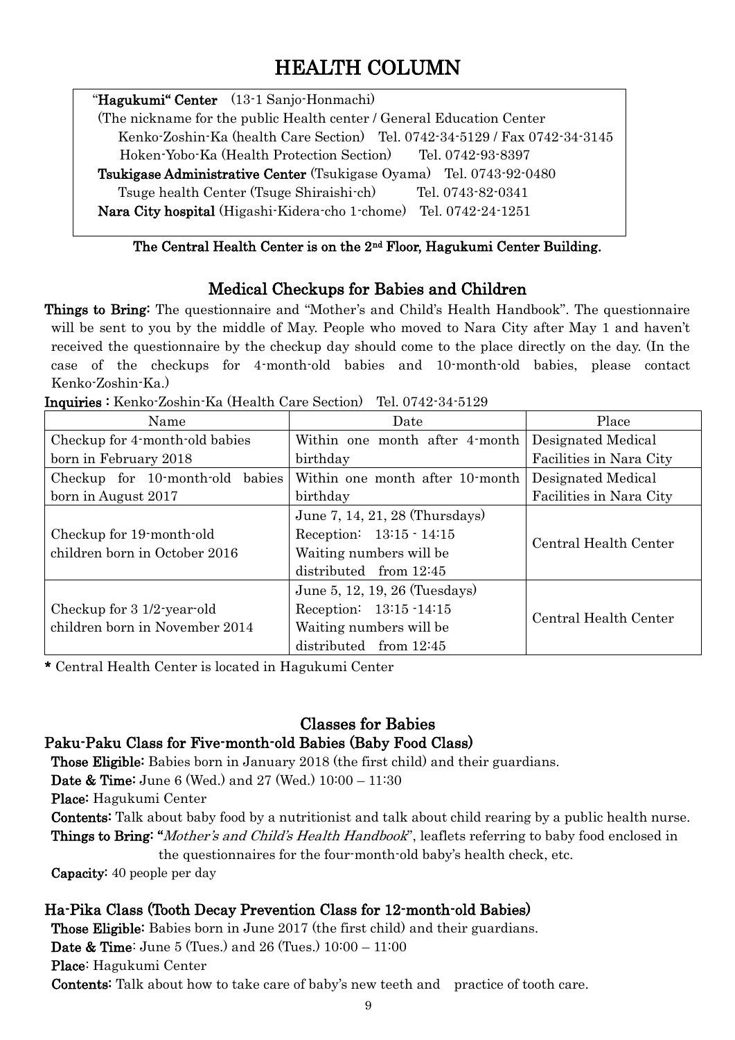# HEALTH COLUMN

"**Hagukumi" Center** (13-1 Sanjo-Honmachi)
(The nickname for the public Health center / General Education Center
Kenko-Zoshin-Ka (health Care Section) Tel. 0742-34-5129 / Fax 0742-34-3145
Hoken-Yobo-Ka (Health Protection Section) Tel. 0742-93-8397
**Tsukigase Administrative Center** (Tsukigase Oyama) Tel. 0743-92-0480
Tsuge health Center (Tsuge Shiraishi-ch) Tel. 0743-82-0341
**Nara City hospital** (Higashi-Kidera-cho 1-chome) Tel. 0742-24-1251

**The Central Health Center is on the 2nd Floor, Hagukumi Center Building.**

## Medical Checkups for Babies and Children

**Things to Bring:** The questionnaire and "Mother's and Child's Health Handbook". The questionnaire will be sent to you by the middle of May. People who moved to Nara City after May 1 and haven't received the questionnaire by the checkup day should come to the place directly on the day. (In the case of the checkups for 4-month-old babies and 10-month-old babies, please contact Kenko-Zoshin-Ka.)

**Inquiries :** Kenko-Zoshin-Ka (Health Care Section) Tel. 0742-34-5129

| Name | Date | Place |
|---|---|---|
| Checkup for 4-month-old babies born in February 2018 | Within one month after 4-month birthday | Designated Medical Facilities in Nara City |
| Checkup for 10-month-old babies born in August 2017 | Within one month after 10-month birthday | Designated Medical Facilities in Nara City |
| Checkup for 19-month-old children born in October 2016 | June 7, 14, 21, 28 (Thursdays) Reception: 13:15 - 14:15 Waiting numbers will be distributed from 12:45 | Central Health Center |
| Checkup for 3 1/2-year-old children born in November 2014 | June 5, 12, 19, 26 (Tuesdays) Reception: 13:15 -14:15 Waiting numbers will be distributed from 12:45 | Central Health Center |

**\*** Central Health Center is located in Hagukumi Center

## Classes for Babies

### Paku-Paku Class for Five-month-old Babies (Baby Food Class)

**Those Eligible:** Babies born in January 2018 (the first child) and their guardians.
**Date & Time:** June 6 (Wed.) and 27 (Wed.) 10:00 – 11:30
**Place:** Hagukumi Center
**Contents:** Talk about baby food by a nutritionist and talk about child rearing by a public health nurse.
**Things to Bring:** "*Mother's and Child's Health Handbook*", leaflets referring to baby food enclosed in the questionnaires for the four-month-old baby's health check, etc.
**Capacity:** 40 people per day

### Ha-Pika Class (Tooth Decay Prevention Class for 12-month-old Babies)

**Those Eligible:** Babies born in June 2017 (the first child) and their guardians.
**Date & Time:** June 5 (Tues.) and 26 (Tues.) 10:00 – 11:00
**Place:** Hagukumi Center
**Contents:** Talk about how to take care of baby's new teeth and practice of tooth care.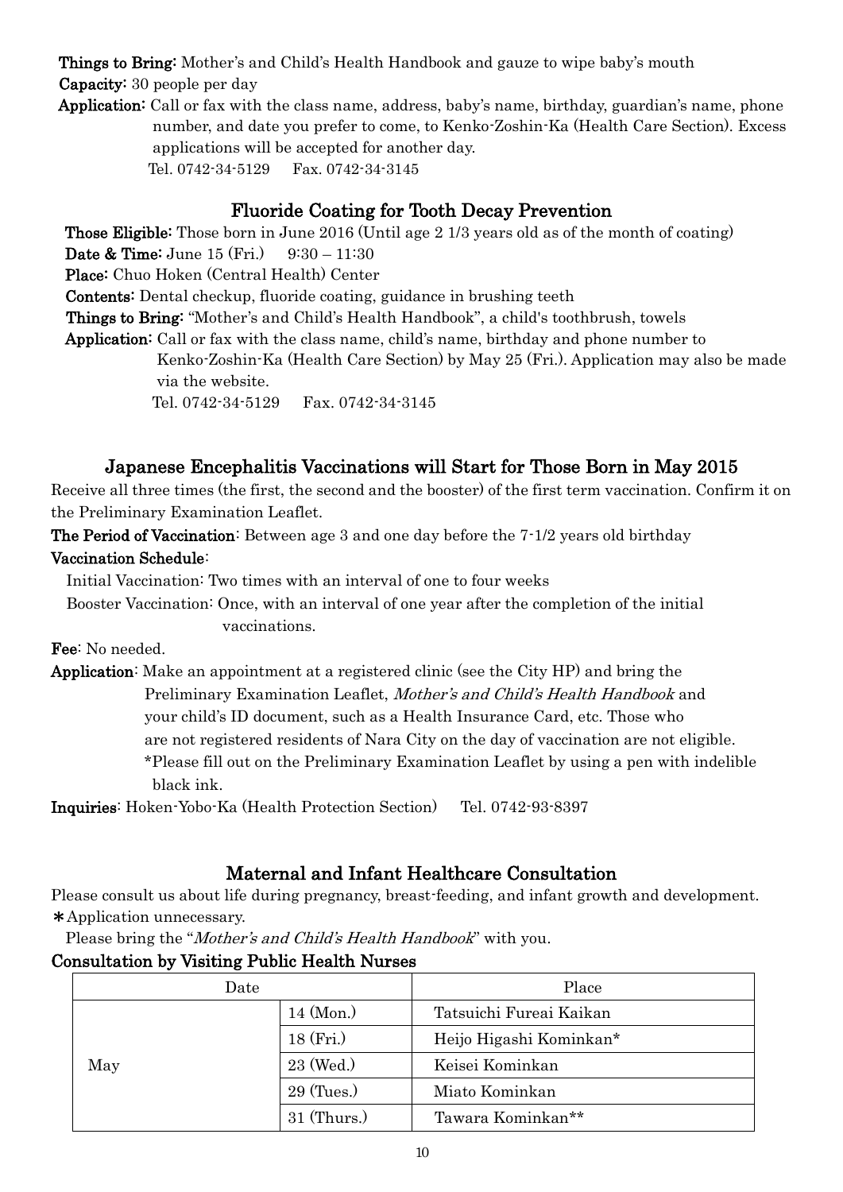**Things to Bring:** Mother's and Child's Health Handbook and gauze to wipe baby's mouth

**Capacity:** 30 people per day

**Application:** Call or fax with the class name, address, baby's name, birthday, guardian's name, phone number, and date you prefer to come, to Kenko-Zoshin-Ka (Health Care Section). Excess applications will be accepted for another day.
Tel. 0742-34-5129　Fax. 0742-34-3145

## Fluoride Coating for Tooth Decay Prevention

**Those Eligible:** Those born in June 2016 (Until age 2 1/3 years old as of the month of coating)

**Date & Time:** June 15 (Fri.)　9:30 – 11:30

**Place:** Chuo Hoken (Central Health) Center

**Contents:** Dental checkup, fluoride coating, guidance in brushing teeth

**Things to Bring:** "Mother's and Child's Health Handbook", a child's toothbrush, towels

**Application:** Call or fax with the class name, child's name, birthday and phone number to Kenko-Zoshin-Ka (Health Care Section) by May 25 (Fri.). Application may also be made via the website.
Tel. 0742-34-5129　Fax. 0742-34-3145

## Japanese Encephalitis Vaccinations will Start for Those Born in May 2015

Receive all three times (the first, the second and the booster) of the first term vaccination. Confirm it on the Preliminary Examination Leaflet.

**The Period of Vaccination**: Between age 3 and one day before the 7-1/2 years old birthday

**Vaccination Schedule**:

Initial Vaccination: Two times with an interval of one to four weeks

Booster Vaccination: Once, with an interval of one year after the completion of the initial vaccinations.

**Fee**: No needed.

**Application**: Make an appointment at a registered clinic (see the City HP) and bring the Preliminary Examination Leaflet, *Mother's and Child's Health Handbook* and your child's ID document, such as a Health Insurance Card, etc. Those who are not registered residents of Nara City on the day of vaccination are not eligible.
*Please fill out on the Preliminary Examination Leaflet by using a pen with indelible black ink.

**Inquiries**: Hoken-Yobo-Ka (Health Protection Section)　Tel. 0742-93-8397

## Maternal and Infant Healthcare Consultation

Please consult us about life during pregnancy, breast-feeding, and infant growth and development.
＊Application unnecessary.
Please bring the "*Mother's and Child's Health Handbook*" with you.

### Consultation by Visiting Public Health Nurses

| Date | | Place |
|---|---|---|
| May | 14 (Mon.) | Tatsuichi Fureai Kaikan |
| | 18 (Fri.) | Heijo Higashi Kominkan* |
| | 23 (Wed.) | Keisei Kominkan |
| | 29 (Tues.) | Miato Kominkan |
| | 31 (Thurs.) | Tawara Kominkan** |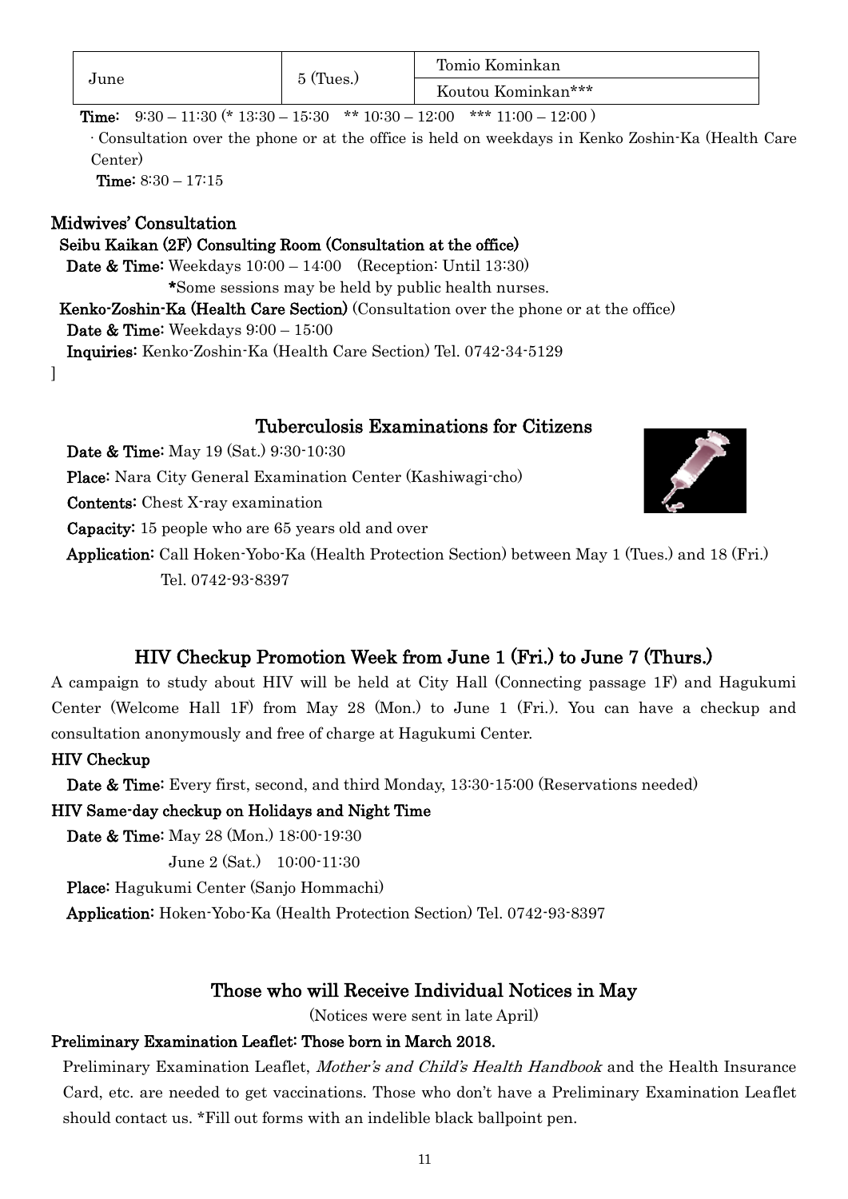| June | 5 (Tues.) | Tomio Kominkan |
|---|---|---|
| | | Koutou Kominkan*** |

**Time:** 9:30 – 11:30 (* 13:30 – 15:30 ** 10:30 – 12:00 *** 11:00 – 12:00 )

· Consultation over the phone or at the office is held on weekdays in Kenko Zoshin-Ka (Health Care Center)

**Time:** 8:30 – 17:15

### Midwives' Consultation

**Seibu Kaikan (2F) Consulting Room (Consultation at the office)**

**Date & Time:** Weekdays 10:00 – 14:00 (Reception: Until 13:30)

*Some sessions may be held by public health nurses.

**Kenko-Zoshin-Ka (Health Care Section)** (Consultation over the phone or at the office)

**Date & Time:** Weekdays 9:00 – 15:00

**Inquiries:** Kenko-Zoshin-Ka (Health Care Section) Tel. 0742-34-5129

]

## Tuberculosis Examinations for Citizens

**Date & Time:** May 19 (Sat.) 9:30-10:30

**Place:** Nara City General Examination Center (Kashiwagi-cho)

**Contents:** Chest X-ray examination

**Capacity:** 15 people who are 65 years old and over

**Application:** Call Hoken-Yobo-Ka (Health Protection Section) between May 1 (Tues.) and 18 (Fri.) Tel. 0742-93-8397

## HIV Checkup Promotion Week from June 1 (Fri.) to June 7 (Thurs.)

A campaign to study about HIV will be held at City Hall (Connecting passage 1F) and Hagukumi Center (Welcome Hall 1F) from May 28 (Mon.) to June 1 (Fri.). You can have a checkup and consultation anonymously and free of charge at Hagukumi Center.

### HIV Checkup

**Date & Time:** Every first, second, and third Monday, 13:30-15:00 (Reservations needed)

### HIV Same-day checkup on Holidays and Night Time

**Date & Time:** May 28 (Mon.) 18:00-19:30

June 2 (Sat.) 10:00-11:30

**Place:** Hagukumi Center (Sanjo Hommachi)

**Application:** Hoken-Yobo-Ka (Health Protection Section) Tel. 0742-93-8397

## Those who will Receive Individual Notices in May

(Notices were sent in late April)

### Preliminary Examination Leaflet: Those born in March 2018.

Preliminary Examination Leaflet, *Mother's and Child's Health Handbook* and the Health Insurance Card, etc. are needed to get vaccinations. Those who don't have a Preliminary Examination Leaflet should contact us. *Fill out forms with an indelible black ballpoint pen.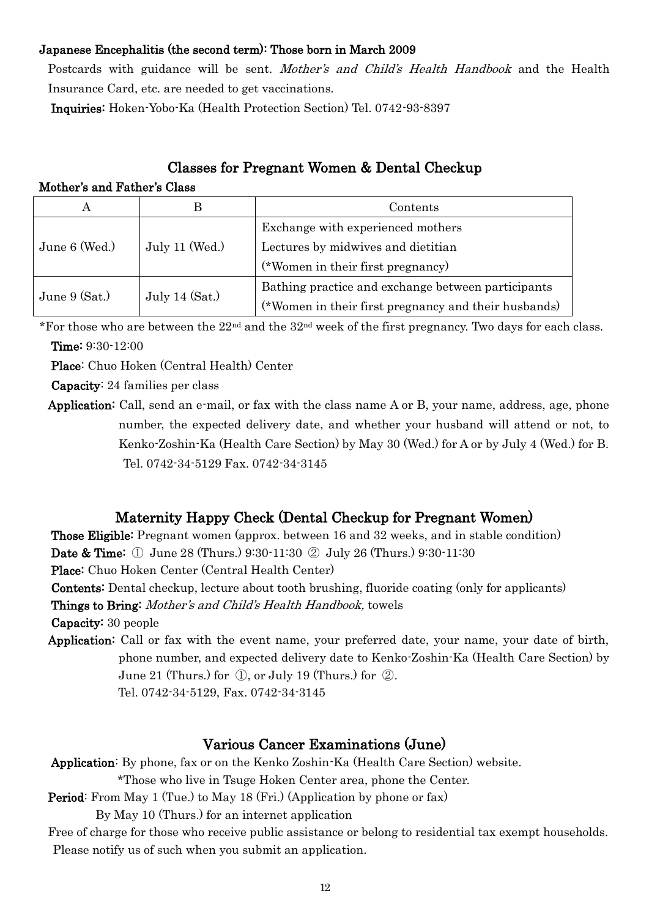**Japanese Encephalitis (the second term): Those born in March 2009**

Postcards with guidance will be sent. *Mother's and Child's Health Handbook* and the Health Insurance Card, etc. are needed to get vaccinations.

**Inquiries:** Hoken-Yobo-Ka (Health Protection Section) Tel. 0742-93-8397

## Classes for Pregnant Women & Dental Checkup

**Mother's and Father's Class**

| A | B | Contents |
|---|---|---|
| June 6 (Wed.) | July 11 (Wed.) | Exchange with experienced mothers<br>Lectures by midwives and dietitian<br>(*Women in their first pregnancy) |
| June 9 (Sat.) | July 14 (Sat.) | Bathing practice and exchange between participants<br>(*Women in their first pregnancy and their husbands) |

*For those who are between the 22nd and the 32nd week of the first pregnancy. Two days for each class.

**Time:** 9:30-12:00

**Place:** Chuo Hoken (Central Health) Center

**Capacity:** 24 families per class

**Application:** Call, send an e-mail, or fax with the class name A or B, your name, address, age, phone number, the expected delivery date, and whether your husband will attend or not, to Kenko-Zoshin-Ka (Health Care Section) by May 30 (Wed.) for A or by July 4 (Wed.) for B.
Tel. 0742-34-5129 Fax. 0742-34-3145

## Maternity Happy Check (Dental Checkup for Pregnant Women)

**Those Eligible:** Pregnant women (approx. between 16 and 32 weeks, and in stable condition)

**Date & Time:** ① June 28 (Thurs.) 9:30-11:30 ② July 26 (Thurs.) 9:30-11:30

**Place:** Chuo Hoken Center (Central Health Center)

**Contents:** Dental checkup, lecture about tooth brushing, fluoride coating (only for applicants)

**Things to Bring:** *Mother's and Child's Health Handbook,* towels

**Capacity:** 30 people

**Application:** Call or fax with the event name, your preferred date, your name, your date of birth, phone number, and expected delivery date to Kenko-Zoshin-Ka (Health Care Section) by June 21 (Thurs.) for ①, or July 19 (Thurs.) for ②.
Tel. 0742-34-5129, Fax. 0742-34-3145

## Various Cancer Examinations (June)

**Application:** By phone, fax or on the Kenko Zoshin-Ka (Health Care Section) website.
*Those who live in Tsuge Hoken Center area, phone the Center.

**Period:** From May 1 (Tue.) to May 18 (Fri.) (Application by phone or fax)
By May 10 (Thurs.) for an internet application

Free of charge for those who receive public assistance or belong to residential tax exempt households. Please notify us of such when you submit an application.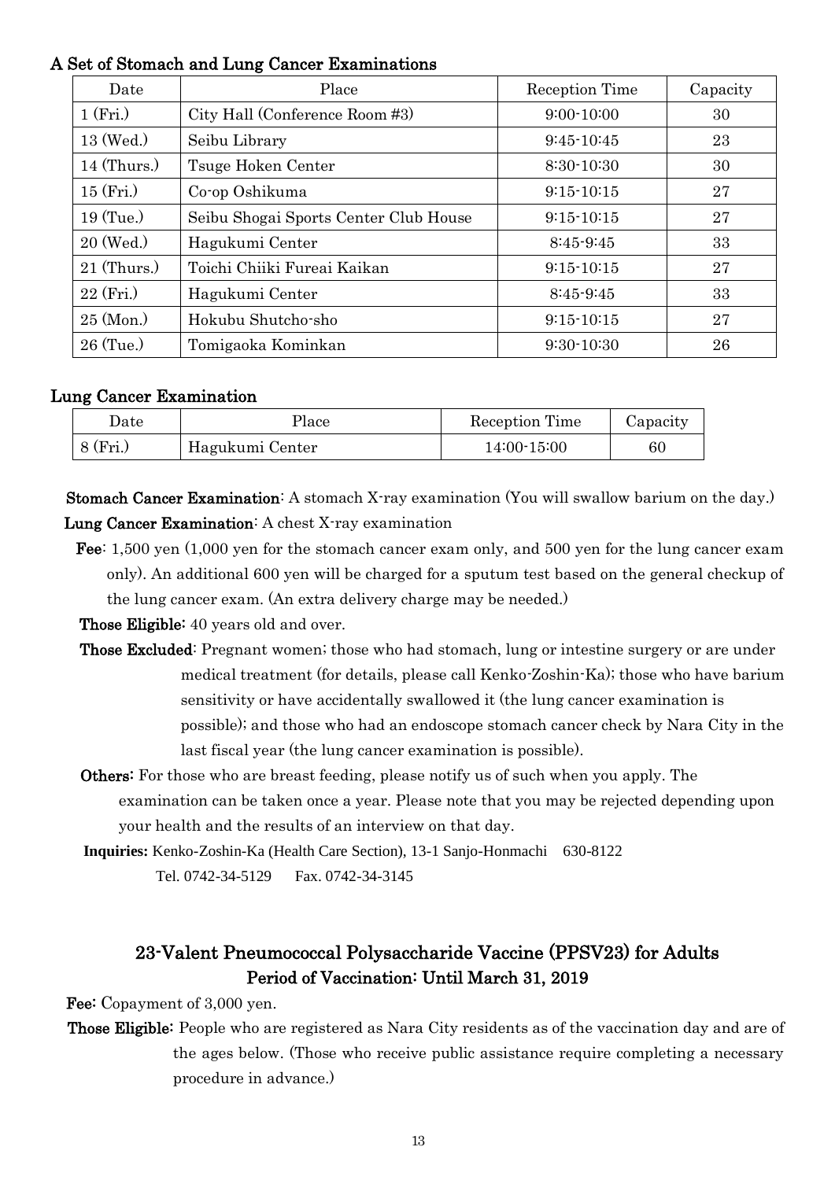### A Set of Stomach and Lung Cancer Examinations

| Date | Place | Reception Time | Capacity |
|---|---|---|---|
| 1 (Fri.) | City Hall (Conference Room #3) | 9:00-10:00 | 30 |
| 13 (Wed.) | Seibu Library | 9:45-10:45 | 23 |
| 14 (Thurs.) | Tsuge Hoken Center | 8:30-10:30 | 30 |
| 15 (Fri.) | Co-op Oshikuma | 9:15-10:15 | 27 |
| 19 (Tue.) | Seibu Shogai Sports Center Club House | 9:15-10:15 | 27 |
| 20 (Wed.) | Hagukumi Center | 8:45-9:45 | 33 |
| 21 (Thurs.) | Toichi Chiiki Fureai Kaikan | 9:15-10:15 | 27 |
| 22 (Fri.) | Hagukumi Center | 8:45-9:45 | 33 |
| 25 (Mon.) | Hokubu Shutcho-sho | 9:15-10:15 | 27 |
| 26 (Tue.) | Tomigaoka Kominkan | 9:30-10:30 | 26 |

### Lung Cancer Examination

| Date | Place | Reception Time | Capacity |
|---|---|---|---|
| 8 (Fri.) | Hagukumi Center | 14:00-15:00 | 60 |

**Stomach Cancer Examination**: A stomach X-ray examination (You will swallow barium on the day.)

**Lung Cancer Examination**: A chest X-ray examination

**Fee**: 1,500 yen (1,000 yen for the stomach cancer exam only, and 500 yen for the lung cancer exam only). An additional 600 yen will be charged for a sputum test based on the general checkup of the lung cancer exam. (An extra delivery charge may be needed.)

**Those Eligible:** 40 years old and over.

**Those Excluded**: Pregnant women; those who had stomach, lung or intestine surgery or are under medical treatment (for details, please call Kenko-Zoshin-Ka); those who have barium sensitivity or have accidentally swallowed it (the lung cancer examination is possible); and those who had an endoscope stomach cancer check by Nara City in the last fiscal year (the lung cancer examination is possible).

**Others:** For those who are breast feeding, please notify us of such when you apply. The examination can be taken once a year. Please note that you may be rejected depending upon your health and the results of an interview on that day.

**Inquiries:** Kenko-Zoshin-Ka (Health Care Section), 13-1 Sanjo-Honmachi 630-8122
Tel. 0742-34-5129 Fax. 0742-34-3145

## 23-Valent Pneumococcal Polysaccharide Vaccine (PPSV23) for Adults
## Period of Vaccination: Until March 31, 2019

**Fee:** Copayment of 3,000 yen.

**Those Eligible:** People who are registered as Nara City residents as of the vaccination day and are of the ages below. (Those who receive public assistance require completing a necessary procedure in advance.)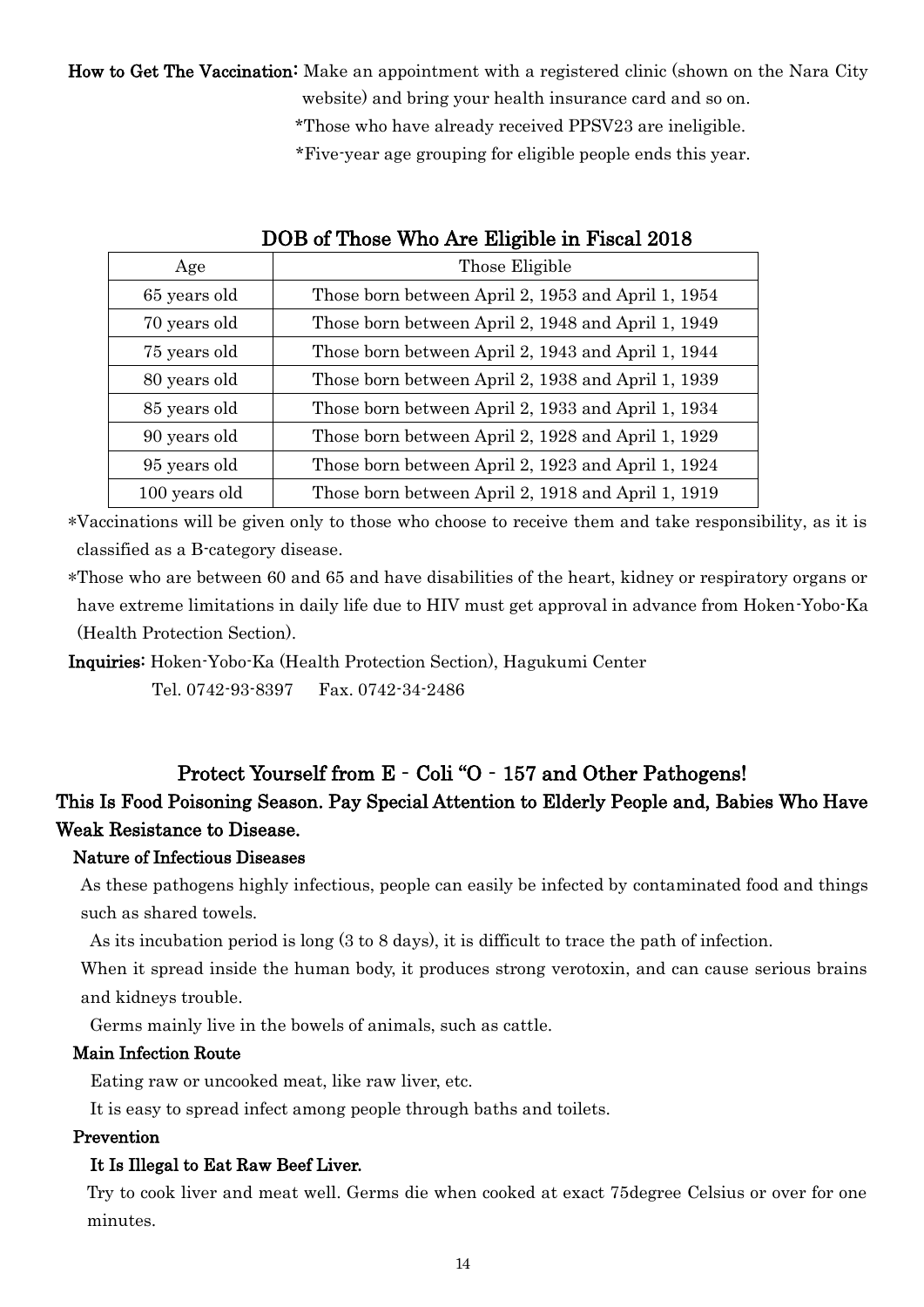**How to Get The Vaccination:** Make an appointment with a registered clinic (shown on the Nara City website) and bring your health insurance card and so on.

*Those who have already received PPSV23 are ineligible.

*Five-year age grouping for eligible people ends this year.

### DOB of Those Who Are Eligible in Fiscal 2018

| Age | Those Eligible |
|---|---|
| 65 years old | Those born between April 2, 1953 and April 1, 1954 |
| 70 years old | Those born between April 2, 1948 and April 1, 1949 |
| 75 years old | Those born between April 2, 1943 and April 1, 1944 |
| 80 years old | Those born between April 2, 1938 and April 1, 1939 |
| 85 years old | Those born between April 2, 1933 and April 1, 1934 |
| 90 years old | Those born between April 2, 1928 and April 1, 1929 |
| 95 years old | Those born between April 2, 1923 and April 1, 1924 |
| 100 years old | Those born between April 2, 1918 and April 1, 1919 |

*Vaccinations will be given only to those who choose to receive them and take responsibility, as it is classified as a B-category disease.

*Those who are between 60 and 65 and have disabilities of the heart, kidney or respiratory organs or have extreme limitations in daily life due to HIV must get approval in advance from Hoken-Yobo-Ka (Health Protection Section).

**Inquiries:** Hoken-Yobo-Ka (Health Protection Section), Hagukumi Center
Tel. 0742-93-8397　Fax. 0742-34-2486

## Protect Yourself from E - Coli "O - 157 and Other Pathogens!

## This Is Food Poisoning Season. Pay Special Attention to Elderly People and, Babies Who Have Weak Resistance to Disease.

### Nature of Infectious Diseases

As these pathogens highly infectious, people can easily be infected by contaminated food and things such as shared towels.

As its incubation period is long (3 to 8 days), it is difficult to trace the path of infection.

When it spread inside the human body, it produces strong verotoxin, and can cause serious brains and kidneys trouble.

Germs mainly live in the bowels of animals, such as cattle.

### Main Infection Route

Eating raw or uncooked meat, like raw liver, etc.

It is easy to spread infect among people through baths and toilets.

### Prevention

**It Is Illegal to Eat Raw Beef Liver.**

Try to cook liver and meat well. Germs die when cooked at exact 75degree Celsius or over for one minutes.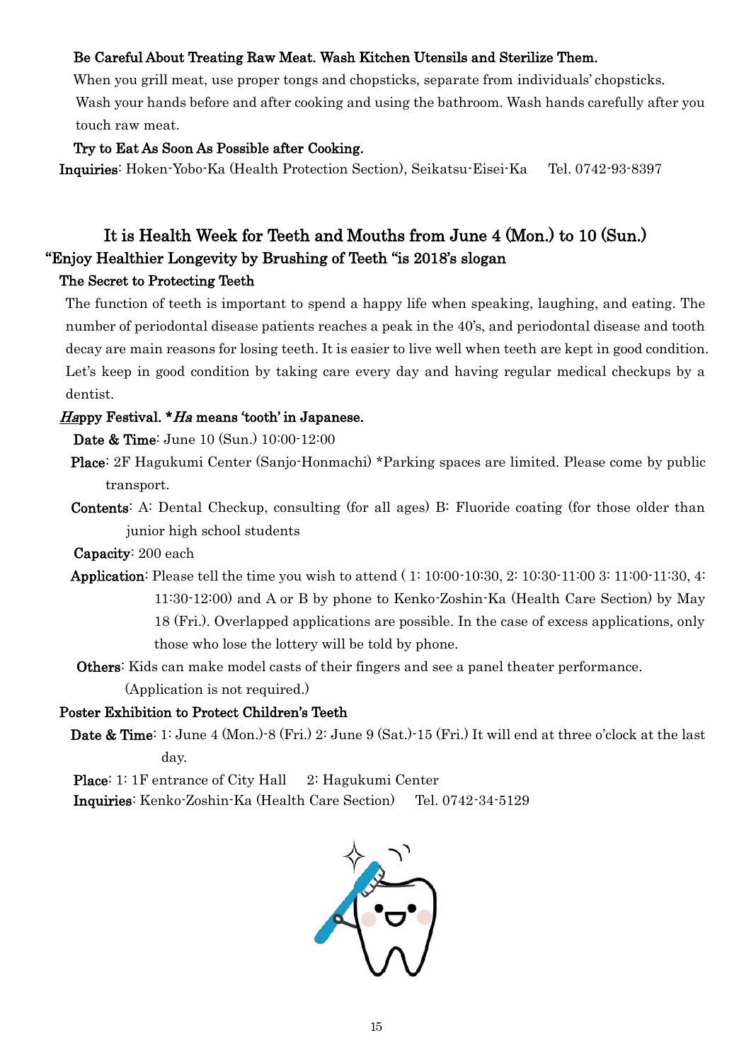**Be Careful About Treating Raw Meat. Wash Kitchen Utensils and Sterilize Them.**

When you grill meat, use proper tongs and chopsticks, separate from individuals' chopsticks. Wash your hands before and after cooking and using the bathroom. Wash hands carefully after you touch raw meat.

**Try to Eat As Soon As Possible after Cooking.**

**Inquiries**: Hoken-Yobo-Ka (Health Protection Section), Seikatsu-Eisei-Ka Tel. 0742-93-8397

## It is Health Week for Teeth and Mouths from June 4 (Mon.) to 10 (Sun.)

### "Enjoy Healthier Longevity by Brushing of Teeth "is 2018's slogan

**The Secret to Protecting Teeth**

The function of teeth is important to spend a happy life when speaking, laughing, and eating. The number of periodontal disease patients reaches a peak in the 40's, and periodontal disease and tooth decay are main reasons for losing teeth. It is easier to live well when teeth are kept in good condition. Let's keep in good condition by taking care every day and having regular medical checkups by a dentist.

***Ha*ppy Festival. \**Ha* means 'tooth' in Japanese.**

**Date & Time**: June 10 (Sun.) 10:00-12:00

**Place**: 2F Hagukumi Center (Sanjo-Honmachi) *Parking spaces are limited. Please come by public transport.

**Contents**: A: Dental Checkup, consulting (for all ages) B: Fluoride coating (for those older than junior high school students

**Capacity**: 200 each

**Application**: Please tell the time you wish to attend ( 1: 10:00-10:30, 2: 10:30-11:00 3: 11:00-11:30, 4: 11:30-12:00) and A or B by phone to Kenko-Zoshin-Ka (Health Care Section) by May 18 (Fri.). Overlapped applications are possible. In the case of excess applications, only those who lose the lottery will be told by phone.

**Others**: Kids can make model casts of their fingers and see a panel theater performance. (Application is not required.)

**Poster Exhibition to Protect Children's Teeth**

**Date & Time**: 1: June 4 (Mon.)-8 (Fri.) 2: June 9 (Sat.)-15 (Fri.) It will end at three o'clock at the last day.

**Place**: 1: 1F entrance of City Hall 2: Hagukumi Center

**Inquiries**: Kenko-Zoshin-Ka (Health Care Section) Tel. 0742-34-5129